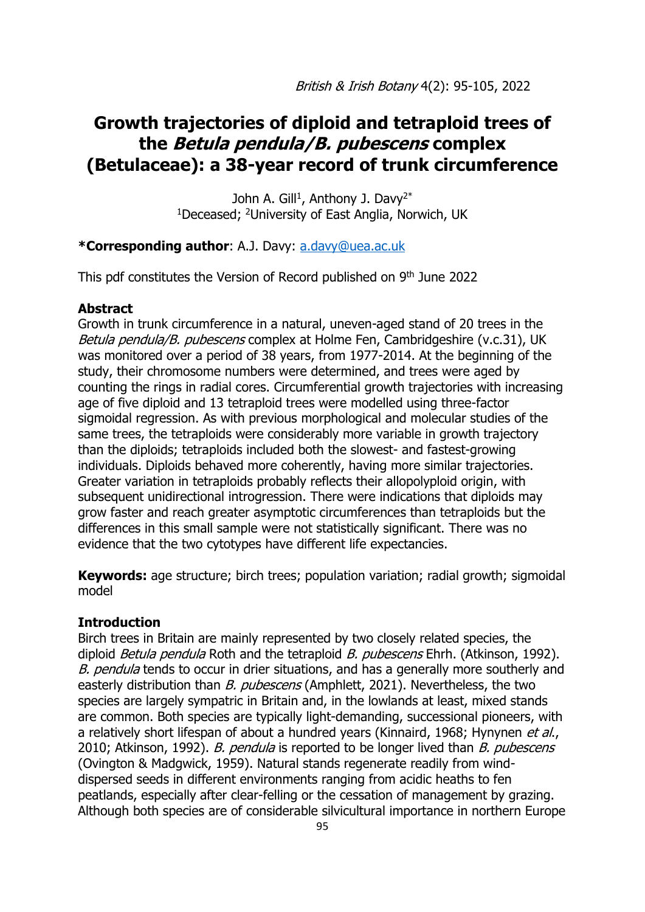# Growth trajectories of diploid and tetraploid trees of the *Betula pendula/B. pubescens* complex (Betulaceae): a 38-year record of trunk circumference

John A. Gill[1], Anthony J. Davy[2*]
[1]Deceased; [2]University of East Anglia, Norwich, UK

**\*Corresponding author**: A.J. Davy: a.davy@uea.ac.uk

This pdf constitutes the Version of Record published on 9th June 2022

## Abstract

Growth in trunk circumference in a natural, uneven-aged stand of 20 trees in the *Betula pendula/B. pubescens* complex at Holme Fen, Cambridgeshire (v.c.31), UK was monitored over a period of 38 years, from 1977-2014. At the beginning of the study, their chromosome numbers were determined, and trees were aged by counting the rings in radial cores. Circumferential growth trajectories with increasing age of five diploid and 13 tetraploid trees were modelled using three-factor sigmoidal regression. As with previous morphological and molecular studies of the same trees, the tetraploids were considerably more variable in growth trajectory than the diploids; tetraploids included both the slowest- and fastest-growing individuals. Diploids behaved more coherently, having more similar trajectories. Greater variation in tetraploids probably reflects their allopolyploid origin, with subsequent unidirectional introgression. There were indications that diploids may grow faster and reach greater asymptotic circumferences than tetraploids but the differences in this small sample were not statistically significant. There was no evidence that the two cytotypes have different life expectancies.

**Keywords:** age structure; birch trees; population variation; radial growth; sigmoidal model

## Introduction

Birch trees in Britain are mainly represented by two closely related species, the diploid *Betula pendula* Roth and the tetraploid *B. pubescens* Ehrh. (Atkinson, 1992). *B. pendula* tends to occur in drier situations, and has a generally more southerly and easterly distribution than *B. pubescens* (Amphlett, 2021). Nevertheless, the two species are largely sympatric in Britain and, in the lowlands at least, mixed stands are common. Both species are typically light-demanding, successional pioneers, with a relatively short lifespan of about a hundred years (Kinnaird, 1968; Hynynen *et al.*, 2010; Atkinson, 1992). *B. pendula* is reported to be longer lived than *B. pubescens* (Ovington & Madgwick, 1959). Natural stands regenerate readily from wind-dispersed seeds in different environments ranging from acidic heaths to fen peatlands, especially after clear-felling or the cessation of management by grazing. Although both species are of considerable silvicultural importance in northern Europe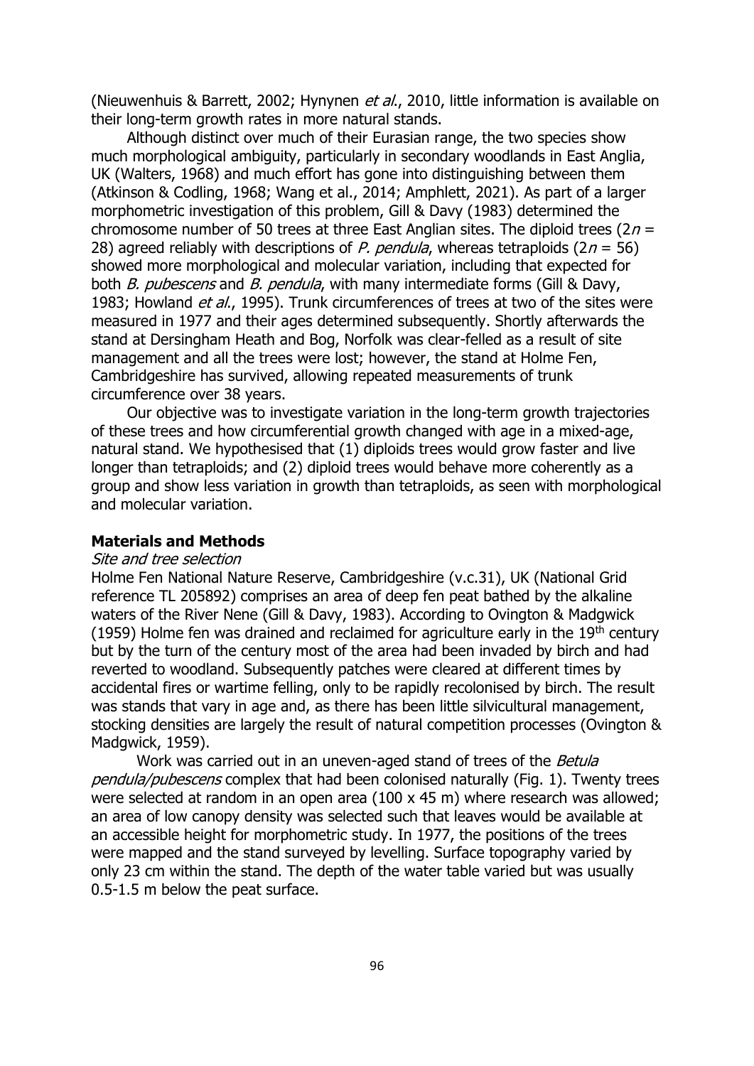(Nieuwenhuis & Barrett, 2002; Hynynen *et al*., 2010, little information is available on their long-term growth rates in more natural stands.

Although distinct over much of their Eurasian range, the two species show much morphological ambiguity, particularly in secondary woodlands in East Anglia, UK (Walters, 1968) and much effort has gone into distinguishing between them (Atkinson & Codling, 1968; Wang et al., 2014; Amphlett, 2021). As part of a larger morphometric investigation of this problem, Gill & Davy (1983) determined the chromosome number of 50 trees at three East Anglian sites. The diploid trees ($2n$ = 28) agreed reliably with descriptions of *P. pendula*, whereas tetraploids ($2n$ = 56) showed more morphological and molecular variation, including that expected for both *B. pubescens* and *B. pendula*, with many intermediate forms (Gill & Davy, 1983; Howland *et al*., 1995). Trunk circumferences of trees at two of the sites were measured in 1977 and their ages determined subsequently. Shortly afterwards the stand at Dersingham Heath and Bog, Norfolk was clear-felled as a result of site management and all the trees were lost; however, the stand at Holme Fen, Cambridgeshire has survived, allowing repeated measurements of trunk circumference over 38 years.

Our objective was to investigate variation in the long-term growth trajectories of these trees and how circumferential growth changed with age in a mixed-age, natural stand. We hypothesised that (1) diploids trees would grow faster and live longer than tetraploids; and (2) diploid trees would behave more coherently as a group and show less variation in growth than tetraploids, as seen with morphological and molecular variation.

## Materials and Methods

### *Site and tree selection*

Holme Fen National Nature Reserve, Cambridgeshire (v.c.31), UK (National Grid reference TL 205892) comprises an area of deep fen peat bathed by the alkaline waters of the River Nene (Gill & Davy, 1983). According to Ovington & Madgwick (1959) Holme fen was drained and reclaimed for agriculture early in the 19th century but by the turn of the century most of the area had been invaded by birch and had reverted to woodland. Subsequently patches were cleared at different times by accidental fires or wartime felling, only to be rapidly recolonised by birch. The result was stands that vary in age and, as there has been little silvicultural management, stocking densities are largely the result of natural competition processes (Ovington & Madgwick, 1959).

Work was carried out in an uneven-aged stand of trees of the *Betula pendula/pubescens* complex that had been colonised naturally (Fig. 1). Twenty trees were selected at random in an open area (100 x 45 m) where research was allowed; an area of low canopy density was selected such that leaves would be available at an accessible height for morphometric study. In 1977, the positions of the trees were mapped and the stand surveyed by levelling. Surface topography varied by only 23 cm within the stand. The depth of the water table varied but was usually 0.5-1.5 m below the peat surface.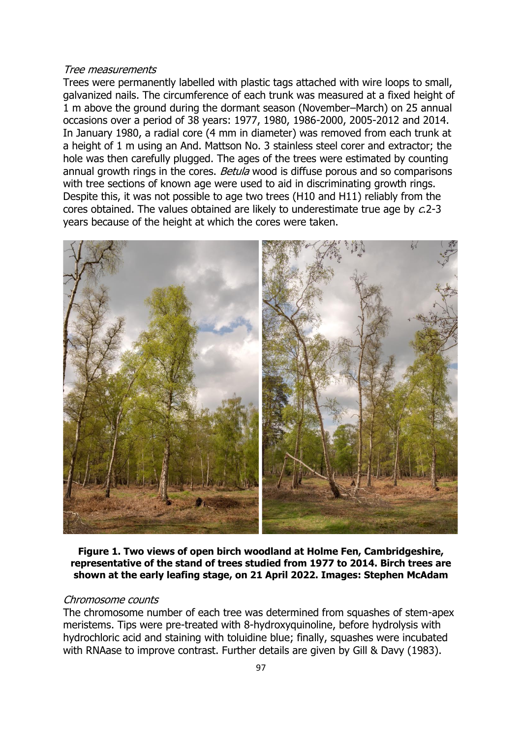*Tree measurements*

Trees were permanently labelled with plastic tags attached with wire loops to small, galvanized nails. The circumference of each trunk was measured at a fixed height of 1 m above the ground during the dormant season (November–March) on 25 annual occasions over a period of 38 years: 1977, 1980, 1986-2000, 2005-2012 and 2014. In January 1980, a radial core (4 mm in diameter) was removed from each trunk at a height of 1 m using an And. Mattson No. 3 stainless steel corer and extractor; the hole was then carefully plugged. The ages of the trees were estimated by counting annual growth rings in the cores. *Betula* wood is diffuse porous and so comparisons with tree sections of known age were used to aid in discriminating growth rings. Despite this, it was not possible to age two trees (H10 and H11) reliably from the cores obtained. The values obtained are likely to underestimate true age by *c.*2-3 years because of the height at which the cores were taken.

**Figure 1. Two views of open birch woodland at Holme Fen, Cambridgeshire, representative of the stand of trees studied from 1977 to 2014. Birch trees are shown at the early leafing stage, on 21 April 2022. Images: Stephen McAdam**

*Chromosome counts*

The chromosome number of each tree was determined from squashes of stem-apex meristems. Tips were pre-treated with 8-hydroxyquinoline, before hydrolysis with hydrochloric acid and staining with toluidine blue; finally, squashes were incubated with RNAase to improve contrast. Further details are given by Gill & Davy (1983).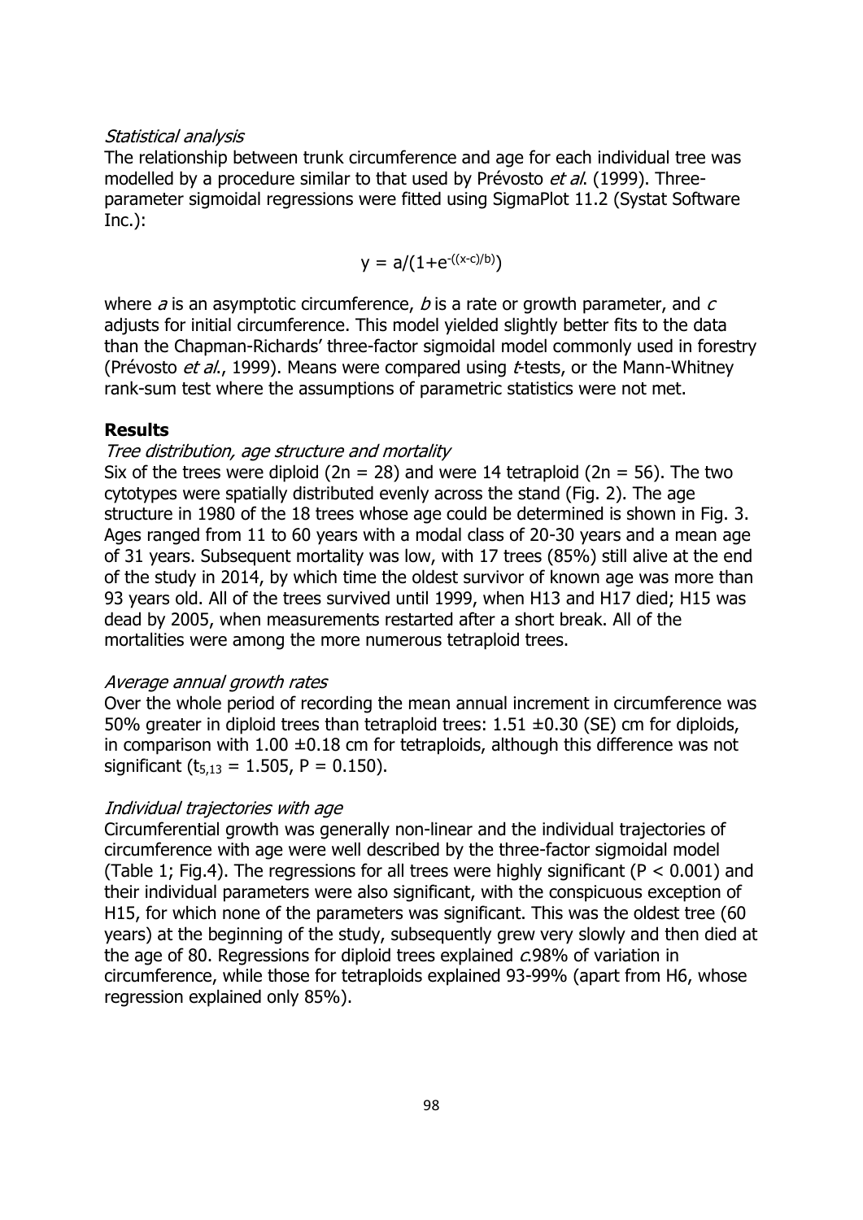*Statistical analysis*

The relationship between trunk circumference and age for each individual tree was modelled by a procedure similar to that used by Prévosto *et al.* (1999). Three-parameter sigmoidal regressions were fitted using SigmaPlot 11.2 (Systat Software Inc.):

$$y = a/(1+e^{-((x-c)/b)})$$

where $a$ is an asymptotic circumference, $b$ is a rate or growth parameter, and $c$ adjusts for initial circumference. This model yielded slightly better fits to the data than the Chapman-Richards' three-factor sigmoidal model commonly used in forestry (Prévosto *et al.*, 1999). Means were compared using $t$-tests, or the Mann-Whitney rank-sum test where the assumptions of parametric statistics were not met.

## Results

*Tree distribution, age structure and mortality*

Six of the trees were diploid ($2n = 28$) and were 14 tetraploid ($2n = 56$). The two cytotypes were spatially distributed evenly across the stand (Fig. 2). The age structure in 1980 of the 18 trees whose age could be determined is shown in Fig. 3. Ages ranged from 11 to 60 years with a modal class of 20-30 years and a mean age of 31 years. Subsequent mortality was low, with 17 trees (85%) still alive at the end of the study in 2014, by which time the oldest survivor of known age was more than 93 years old. All of the trees survived until 1999, when H13 and H17 died; H15 was dead by 2005, when measurements restarted after a short break. All of the mortalities were among the more numerous tetraploid trees.

*Average annual growth rates*

Over the whole period of recording the mean annual increment in circumference was 50% greater in diploid trees than tetraploid trees: 1.51 ±0.30 (SE) cm for diploids, in comparison with 1.00 ±0.18 cm for tetraploids, although this difference was not significant ($t_{5,13} = 1.505$, $P = 0.150$).

*Individual trajectories with age*

Circumferential growth was generally non-linear and the individual trajectories of circumference with age were well described by the three-factor sigmoidal model (Table 1; Fig.4). The regressions for all trees were highly significant ($P < 0.001$) and their individual parameters were also significant, with the conspicuous exception of H15, for which none of the parameters was significant. This was the oldest tree (60 years) at the beginning of the study, subsequently grew very slowly and then died at the age of 80. Regressions for diploid trees explained *c.*98% of variation in circumference, while those for tetraploids explained 93-99% (apart from H6, whose regression explained only 85%).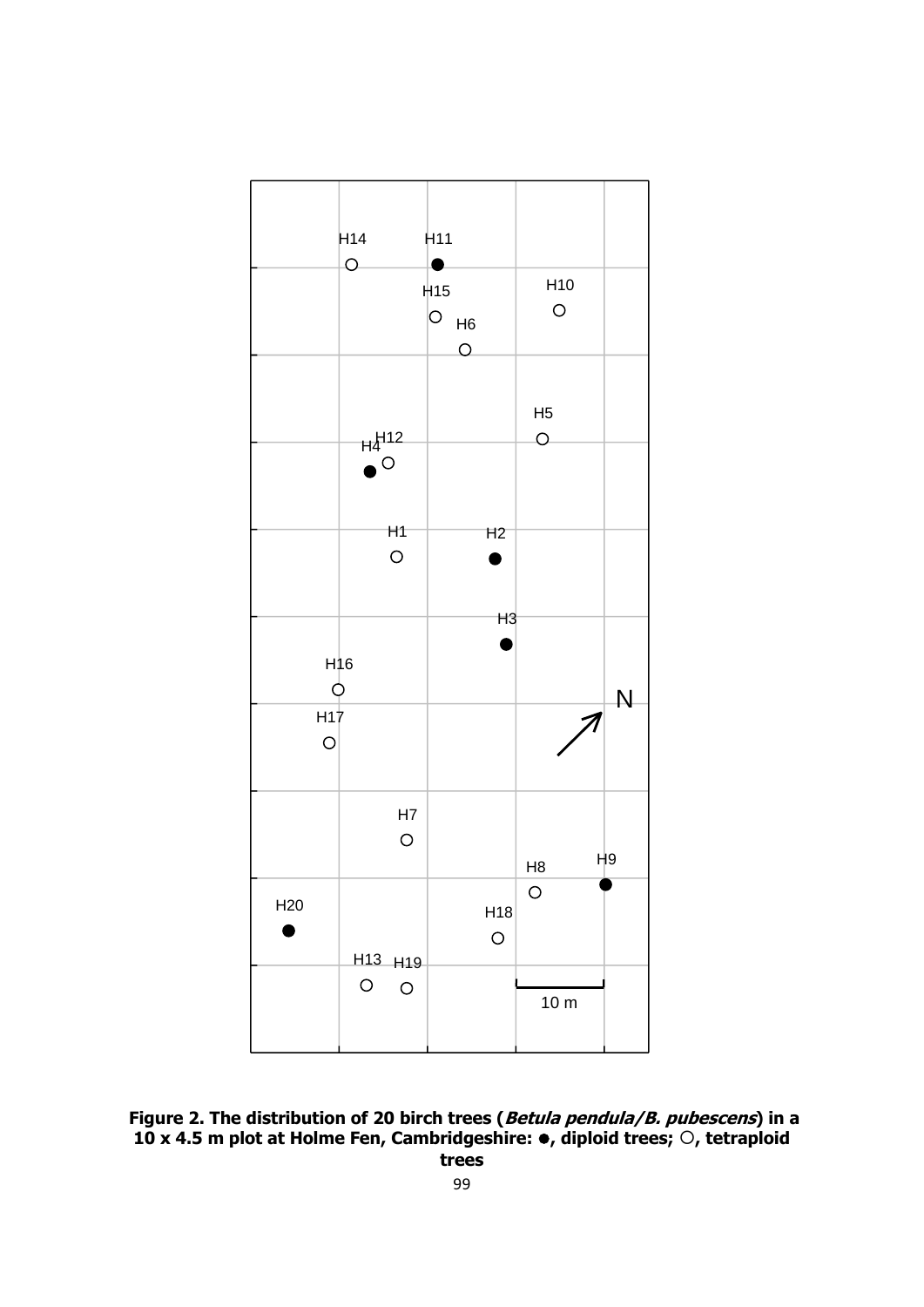**Figure 2. The distribution of 20 birch trees (*Betula pendula/B. pubescens*) in a 10 x 4.5 m plot at Holme Fen, Cambridgeshire: ●, diploid trees; ○, tetraploid trees**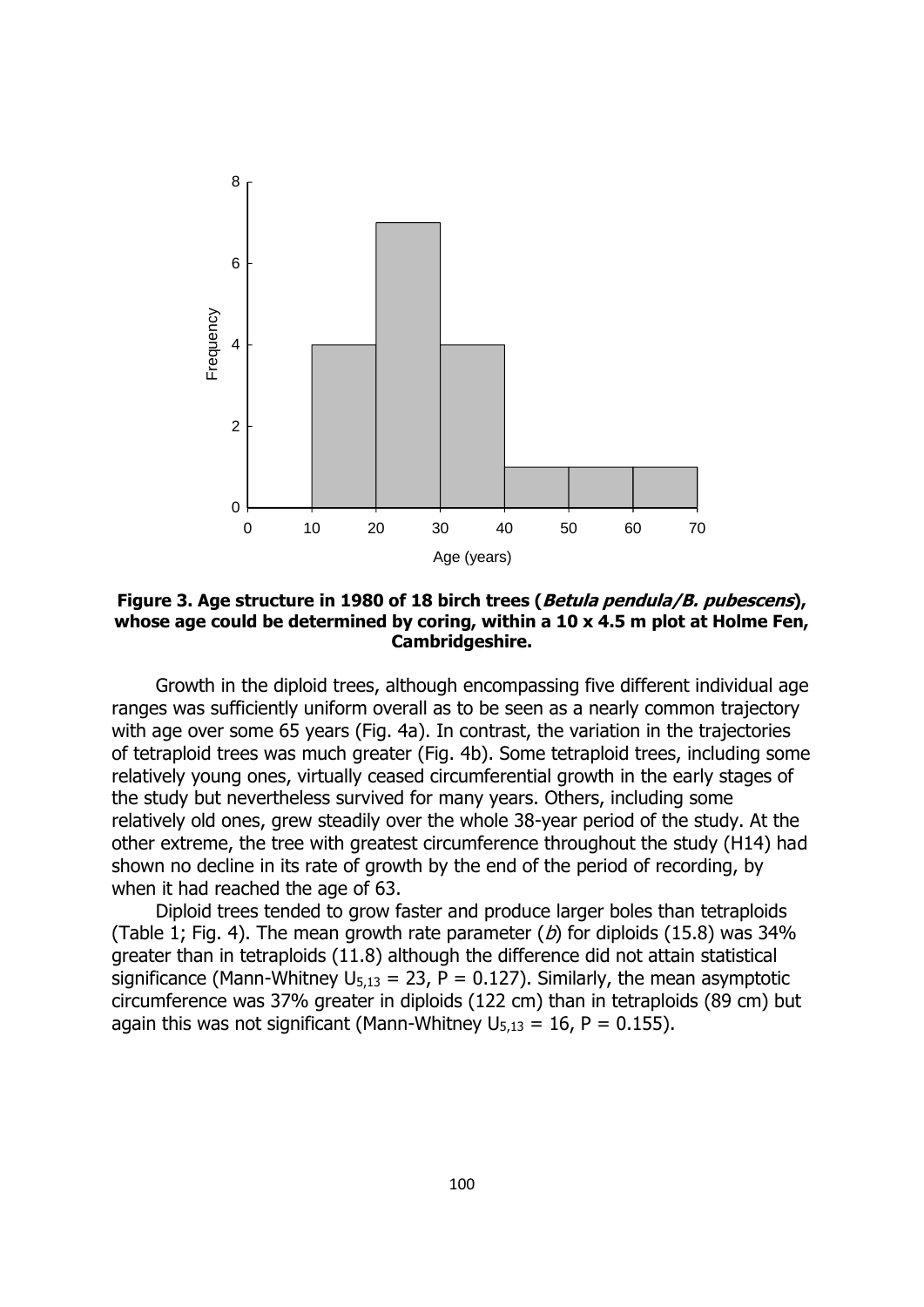**Figure 3. Age structure in 1980 of 18 birch trees (*Betula pendula/B. pubescens*), whose age could be determined by coring, within a 10 x 4.5 m plot at Holme Fen, Cambridgeshire.**

Growth in the diploid trees, although encompassing five different individual age ranges was sufficiently uniform overall as to be seen as a nearly common trajectory with age over some 65 years (Fig. 4a). In contrast, the variation in the trajectories of tetraploid trees was much greater (Fig. 4b). Some tetraploid trees, including some relatively young ones, virtually ceased circumferential growth in the early stages of the study but nevertheless survived for many years. Others, including some relatively old ones, grew steadily over the whole 38-year period of the study. At the other extreme, the tree with greatest circumference throughout the study (H14) had shown no decline in its rate of growth by the end of the period of recording, by when it had reached the age of 63.

Diploid trees tended to grow faster and produce larger boles than tetraploids (Table 1; Fig. 4). The mean growth rate parameter ($b$) for diploids (15.8) was 34% greater than in tetraploids (11.8) although the difference did not attain statistical significance (Mann-Whitney $U_{5,13} = 23$, $P = 0.127$). Similarly, the mean asymptotic circumference was 37% greater in diploids (122 cm) than in tetraploids (89 cm) but again this was not significant (Mann-Whitney $U_{5,13} = 16$, $P = 0.155$).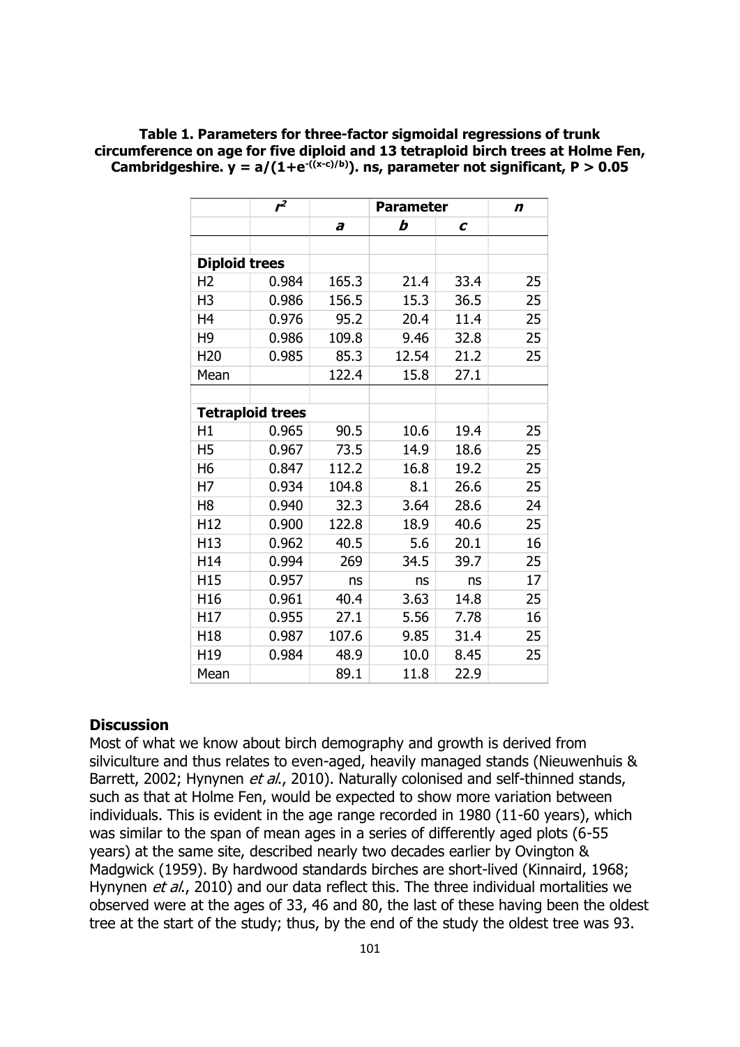**Table 1. Parameters for three-factor sigmoidal regressions of trunk circumference on age for five diploid and 13 tetraploid birch trees at Holme Fen, Cambridgeshire. $y = a/(1+e^{-((x-c)/b)})$. ns, parameter not significant, $P > 0.05$**

| | $r^2$ | Parameter | | | $n$ |
|---|---|---|---|---|---|
| | | $a$ | $b$ | $c$ | |
| **Diploid trees** | | | | | |
| H2 | 0.984 | 165.3 | 21.4 | 33.4 | 25 |
| H3 | 0.986 | 156.5 | 15.3 | 36.5 | 25 |
| H4 | 0.976 | 95.2 | 20.4 | 11.4 | 25 |
| H9 | 0.986 | 109.8 | 9.46 | 32.8 | 25 |
| H20 | 0.985 | 85.3 | 12.54 | 21.2 | 25 |
| Mean | | 122.4 | 15.8 | 27.1 | |
| **Tetraploid trees** | | | | | |
| H1 | 0.965 | 90.5 | 10.6 | 19.4 | 25 |
| H5 | 0.967 | 73.5 | 14.9 | 18.6 | 25 |
| H6 | 0.847 | 112.2 | 16.8 | 19.2 | 25 |
| H7 | 0.934 | 104.8 | 8.1 | 26.6 | 25 |
| H8 | 0.940 | 32.3 | 3.64 | 28.6 | 24 |
| H12 | 0.900 | 122.8 | 18.9 | 40.6 | 25 |
| H13 | 0.962 | 40.5 | 5.6 | 20.1 | 16 |
| H14 | 0.994 | 269 | 34.5 | 39.7 | 25 |
| H15 | 0.957 | ns | ns | ns | 17 |
| H16 | 0.961 | 40.4 | 3.63 | 14.8 | 25 |
| H17 | 0.955 | 27.1 | 5.56 | 7.78 | 16 |
| H18 | 0.987 | 107.6 | 9.85 | 31.4 | 25 |
| H19 | 0.984 | 48.9 | 10.0 | 8.45 | 25 |
| Mean | | 89.1 | 11.8 | 22.9 | |

## Discussion

Most of what we know about birch demography and growth is derived from silviculture and thus relates to even-aged, heavily managed stands (Nieuwenhuis & Barrett, 2002; Hynynen *et al.*, 2010). Naturally colonised and self-thinned stands, such as that at Holme Fen, would be expected to show more variation between individuals. This is evident in the age range recorded in 1980 (11-60 years), which was similar to the span of mean ages in a series of differently aged plots (6-55 years) at the same site, described nearly two decades earlier by Ovington & Madgwick (1959). By hardwood standards birches are short-lived (Kinnaird, 1968; Hynynen *et al.*, 2010) and our data reflect this. The three individual mortalities we observed were at the ages of 33, 46 and 80, the last of these having been the oldest tree at the start of the study; thus, by the end of the study the oldest tree was 93.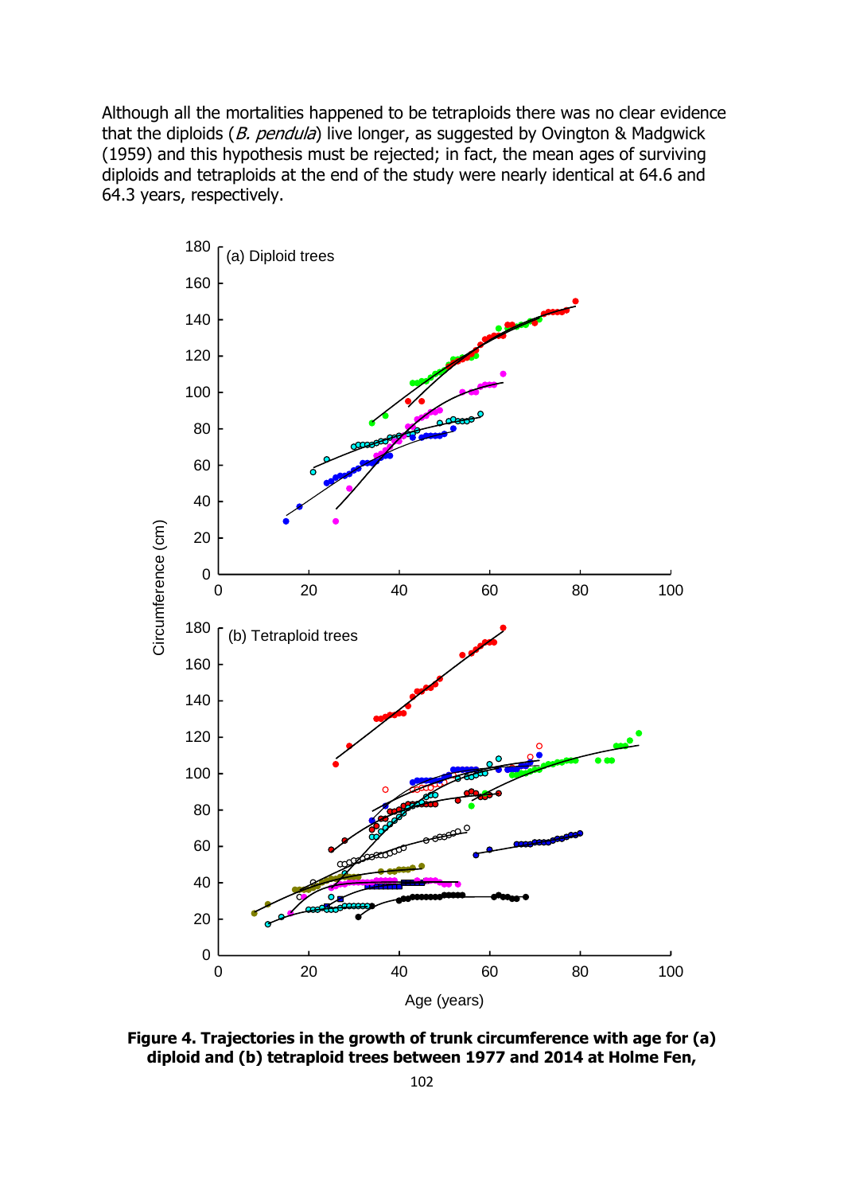Although all the mortalities happened to be tetraploids there was no clear evidence that the diploids (*B. pendula*) live longer, as suggested by Ovington & Madgwick (1959) and this hypothesis must be rejected; in fact, the mean ages of surviving diploids and tetraploids at the end of the study were nearly identical at 64.6 and 64.3 years, respectively.

**Figure 4. Trajectories in the growth of trunk circumference with age for (a) diploid and (b) tetraploid trees between 1977 and 2014 at Holme Fen,**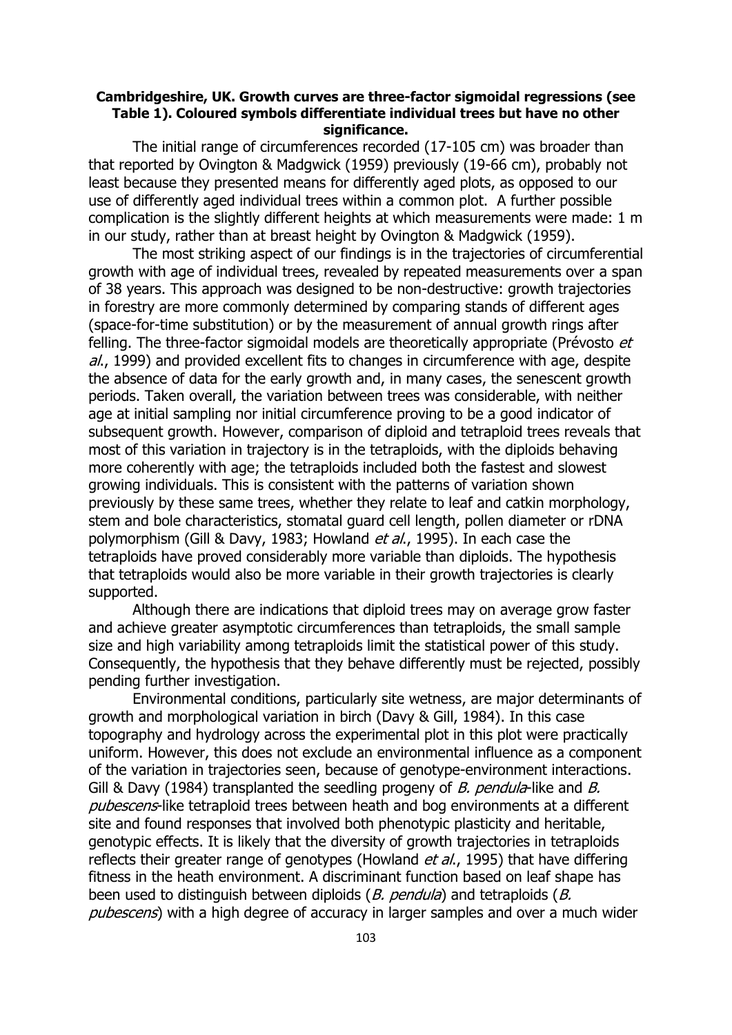**Cambridgeshire, UK. Growth curves are three-factor sigmoidal regressions (see Table 1). Coloured symbols differentiate individual trees but have no other significance.**

The initial range of circumferences recorded (17-105 cm) was broader than that reported by Ovington & Madgwick (1959) previously (19-66 cm), probably not least because they presented means for differently aged plots, as opposed to our use of differently aged individual trees within a common plot. A further possible complication is the slightly different heights at which measurements were made: 1 m in our study, rather than at breast height by Ovington & Madgwick (1959).

The most striking aspect of our findings is in the trajectories of circumferential growth with age of individual trees, revealed by repeated measurements over a span of 38 years. This approach was designed to be non-destructive: growth trajectories in forestry are more commonly determined by comparing stands of different ages (space-for-time substitution) or by the measurement of annual growth rings after felling. The three-factor sigmoidal models are theoretically appropriate (Prévosto *et al*., 1999) and provided excellent fits to changes in circumference with age, despite the absence of data for the early growth and, in many cases, the senescent growth periods. Taken overall, the variation between trees was considerable, with neither age at initial sampling nor initial circumference proving to be a good indicator of subsequent growth. However, comparison of diploid and tetraploid trees reveals that most of this variation in trajectory is in the tetraploids, with the diploids behaving more coherently with age; the tetraploids included both the fastest and slowest growing individuals. This is consistent with the patterns of variation shown previously by these same trees, whether they relate to leaf and catkin morphology, stem and bole characteristics, stomatal guard cell length, pollen diameter or rDNA polymorphism (Gill & Davy, 1983; Howland *et al*., 1995). In each case the tetraploids have proved considerably more variable than diploids. The hypothesis that tetraploids would also be more variable in their growth trajectories is clearly supported.

Although there are indications that diploid trees may on average grow faster and achieve greater asymptotic circumferences than tetraploids, the small sample size and high variability among tetraploids limit the statistical power of this study. Consequently, the hypothesis that they behave differently must be rejected, possibly pending further investigation.

Environmental conditions, particularly site wetness, are major determinants of growth and morphological variation in birch (Davy & Gill, 1984). In this case topography and hydrology across the experimental plot in this plot were practically uniform. However, this does not exclude an environmental influence as a component of the variation in trajectories seen, because of genotype-environment interactions. Gill & Davy (1984) transplanted the seedling progeny of *B. pendula*-like and *B. pubescens*-like tetraploid trees between heath and bog environments at a different site and found responses that involved both phenotypic plasticity and heritable, genotypic effects. It is likely that the diversity of growth trajectories in tetraploids reflects their greater range of genotypes (Howland *et al*., 1995) that have differing fitness in the heath environment. A discriminant function based on leaf shape has been used to distinguish between diploids (*B. pendula*) and tetraploids (*B. pubescens*) with a high degree of accuracy in larger samples and over a much wider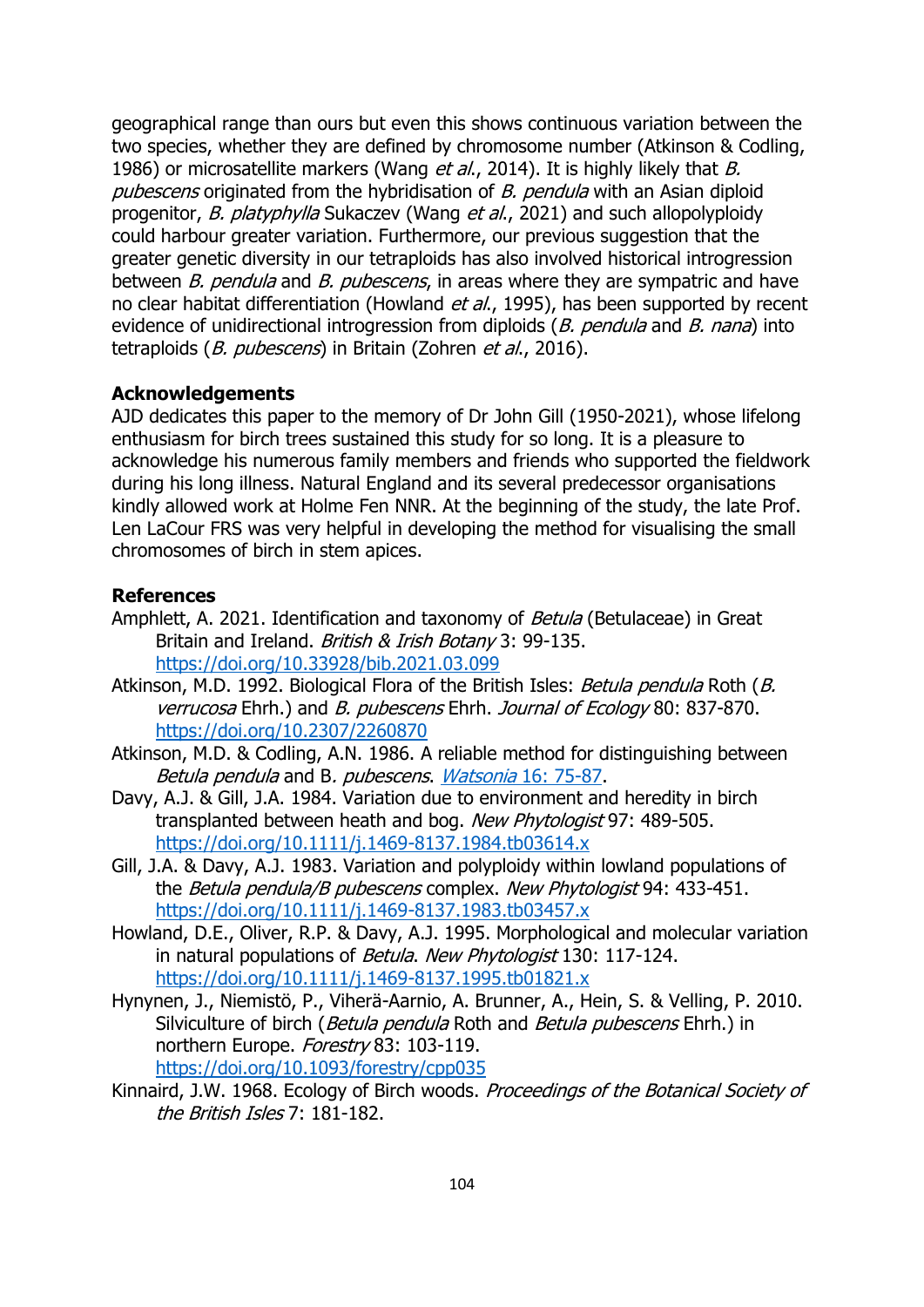geographical range than ours but even this shows continuous variation between the two species, whether they are defined by chromosome number (Atkinson & Codling, 1986) or microsatellite markers (Wang *et al.*, 2014). It is highly likely that *B. pubescens* originated from the hybridisation of *B. pendula* with an Asian diploid progenitor, *B. platyphylla* Sukaczev (Wang *et al.*, 2021) and such allopolyploidy could harbour greater variation. Furthermore, our previous suggestion that the greater genetic diversity in our tetraploids has also involved historical introgression between *B. pendula* and *B. pubescens*, in areas where they are sympatric and have no clear habitat differentiation (Howland *et al.*, 1995), has been supported by recent evidence of unidirectional introgression from diploids (*B. pendula* and *B. nana*) into tetraploids (*B. pubescens*) in Britain (Zohren *et al.*, 2016).

## Acknowledgements

AJD dedicates this paper to the memory of Dr John Gill (1950-2021), whose lifelong enthusiasm for birch trees sustained this study for so long. It is a pleasure to acknowledge his numerous family members and friends who supported the fieldwork during his long illness. Natural England and its several predecessor organisations kindly allowed work at Holme Fen NNR. At the beginning of the study, the late Prof. Len LaCour FRS was very helpful in developing the method for visualising the small chromosomes of birch in stem apices.

## References

Amphlett, A. 2021. Identification and taxonomy of *Betula* (Betulaceae) in Great Britain and Ireland. *British & Irish Botany* 3: 99-135. https://doi.org/10.33928/bib.2021.03.099

Atkinson, M.D. 1992. Biological Flora of the British Isles: *Betula pendula* Roth (*B. verrucosa* Ehrh.) and *B. pubescens* Ehrh. *Journal of Ecology* 80: 837-870. https://doi.org/10.2307/2260870

Atkinson, M.D. & Codling, A.N. 1986. A reliable method for distinguishing between *Betula pendula* and B. *pubescens*. *Watsonia* 16: 75-87.

Davy, A.J. & Gill, J.A. 1984. Variation due to environment and heredity in birch transplanted between heath and bog. *New Phytologist* 97: 489-505. https://doi.org/10.1111/j.1469-8137.1984.tb03614.x

Gill, J.A. & Davy, A.J. 1983. Variation and polyploidy within lowland populations of the *Betula pendula/B pubescens* complex. *New Phytologist* 94: 433-451. https://doi.org/10.1111/j.1469-8137.1983.tb03457.x

Howland, D.E., Oliver, R.P. & Davy, A.J. 1995. Morphological and molecular variation in natural populations of *Betula*. *New Phytologist* 130: 117-124. https://doi.org/10.1111/j.1469-8137.1995.tb01821.x

Hynynen, J., Niemistö, P., Viherä-Aarnio, A. Brunner, A., Hein, S. & Velling, P. 2010. Silviculture of birch (*Betula pendula* Roth and *Betula pubescens* Ehrh.) in northern Europe. *Forestry* 83: 103-119. https://doi.org/10.1093/forestry/cpp035

Kinnaird, J.W. 1968. Ecology of Birch woods. *Proceedings of the Botanical Society of the British Isles* 7: 181-182.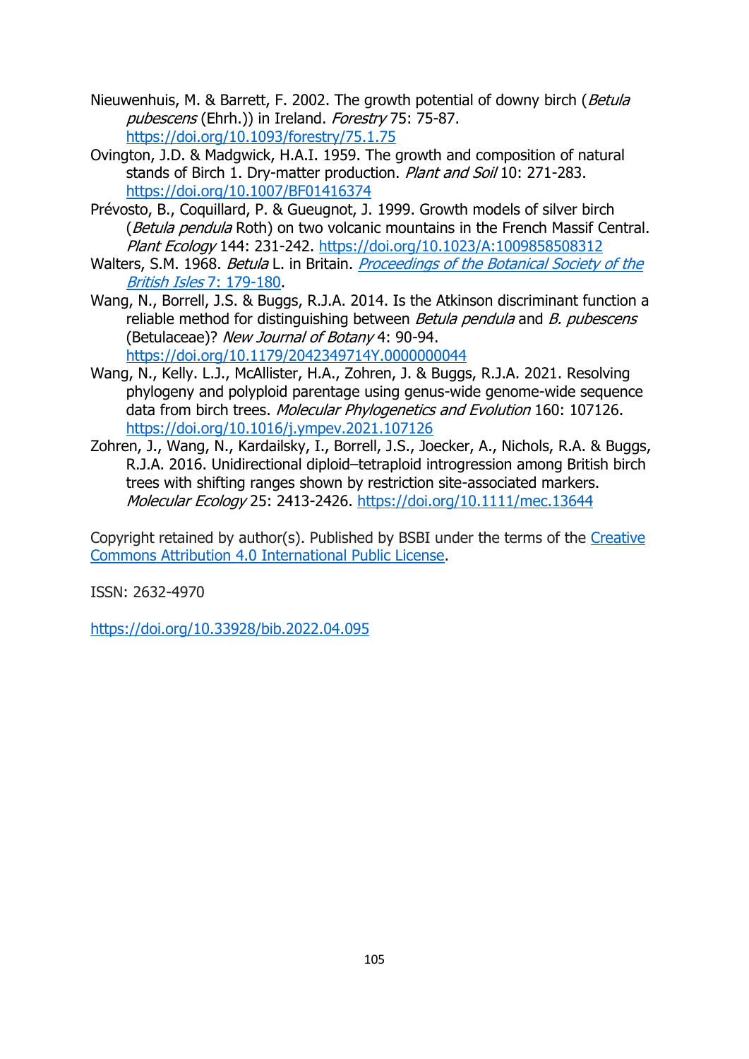Nieuwenhuis, M. & Barrett, F. 2002. The growth potential of downy birch (*Betula pubescens* (Ehrh.)) in Ireland. *Forestry* 75: 75-87. https://doi.org/10.1093/forestry/75.1.75

Ovington, J.D. & Madgwick, H.A.I. 1959. The growth and composition of natural stands of Birch 1. Dry-matter production. *Plant and Soil* 10: 271-283. https://doi.org/10.1007/BF01416374

Prévosto, B., Coquillard, P. & Gueugnot, J. 1999. Growth models of silver birch (*Betula pendula* Roth) on two volcanic mountains in the French Massif Central. *Plant Ecology* 144: 231-242. https://doi.org/10.1023/A:1009858508312

Walters, S.M. 1968. *Betula* L. in Britain. *Proceedings of the Botanical Society of the British Isles* 7: 179-180.

Wang, N., Borrell, J.S. & Buggs, R.J.A. 2014. Is the Atkinson discriminant function a reliable method for distinguishing between *Betula pendula* and *B. pubescens* (Betulaceae)? *New Journal of Botany* 4: 90-94. https://doi.org/10.1179/2042349714Y.0000000044

Wang, N., Kelly. L.J., McAllister, H.A., Zohren, J. & Buggs, R.J.A. 2021. Resolving phylogeny and polyploid parentage using genus-wide genome-wide sequence data from birch trees. *Molecular Phylogenetics and Evolution* 160: 107126. https://doi.org/10.1016/j.ympev.2021.107126

Zohren, J., Wang, N., Kardailsky, I., Borrell, J.S., Joecker, A., Nichols, R.A. & Buggs, R.J.A. 2016. Unidirectional diploid–tetraploid introgression among British birch trees with shifting ranges shown by restriction site-associated markers. *Molecular Ecology* 25: 2413-2426. https://doi.org/10.1111/mec.13644

Copyright retained by author(s). Published by BSBI under the terms of the Creative Commons Attribution 4.0 International Public License.

ISSN: 2632-4970

https://doi.org/10.33928/bib.2022.04.095